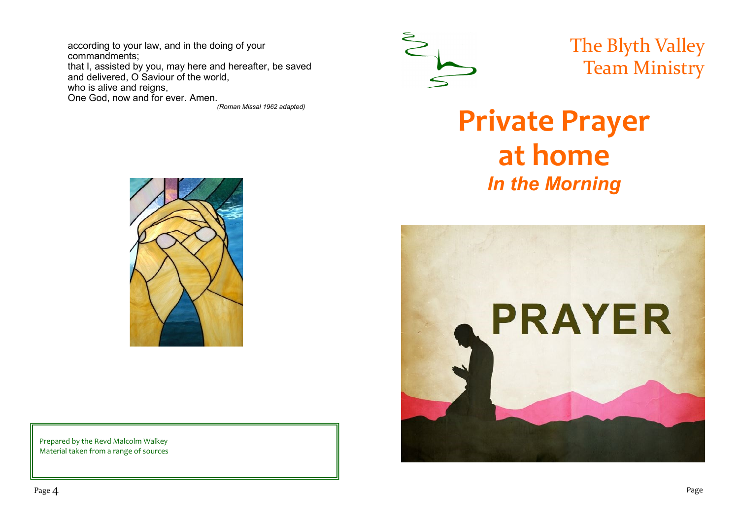according to your law, and in the doing of your commandments;
that I, assisted by you, may here and hereafter, be saved and delivered, O Saviour of the world,
who is alive and reigns,
One God, now and for ever. Amen.

*(Roman Missal 1962 adapted)*

Prepared by the Revd Malcolm Walkey
Material taken from a range of sources

The Blyth Valley
Team Ministry

# Private Prayer at home

## *In the Morning*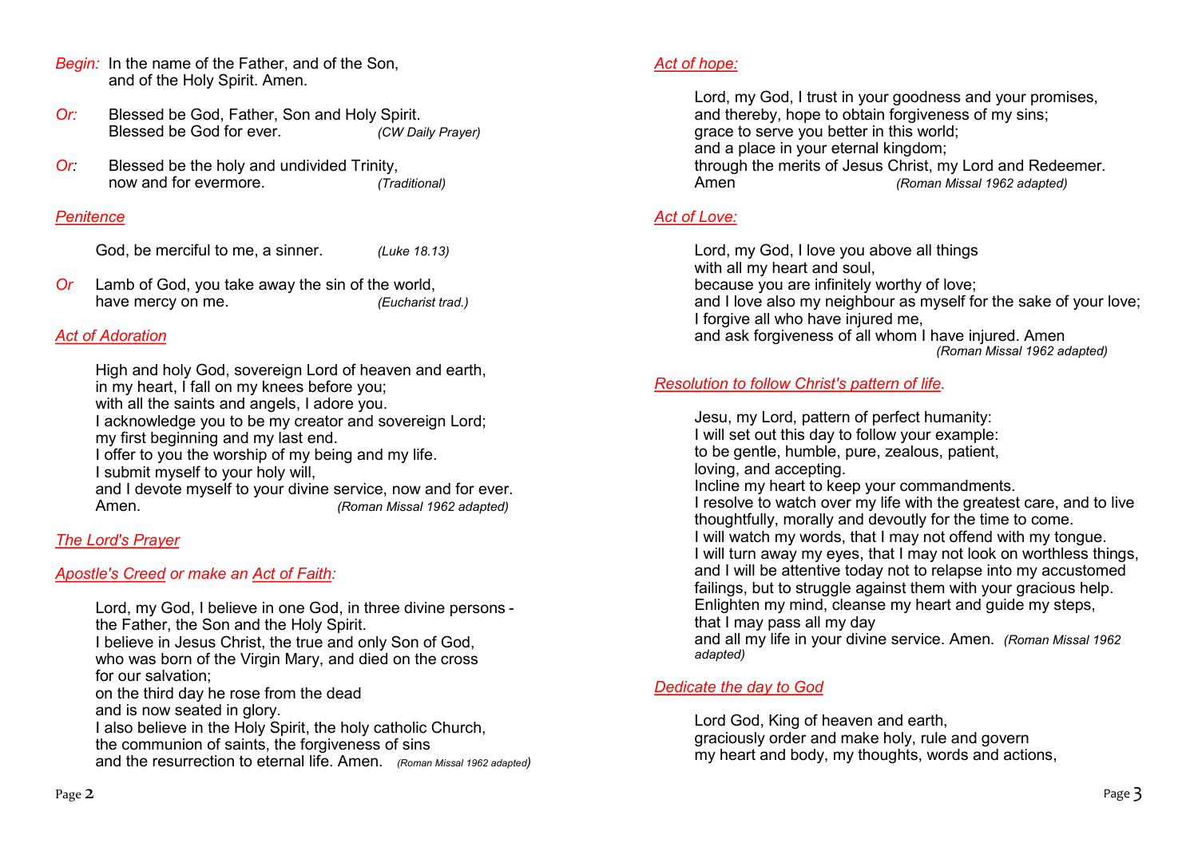*Begin:* In the name of the Father, and of the Son,
and of the Holy Spirit. Amen.

*Or:* Blessed be God, Father, Son and Holy Spirit.
Blessed be God for ever. *(CW Daily Prayer)*

*Or:* Blessed be the holy and undivided Trinity,
now and for evermore. *(Traditional)*

## *Penitence*

God, be merciful to me, a sinner. *(Luke 18.13)*

*Or* Lamb of God, you take away the sin of the world,
have mercy on me. *(Eucharist trad.)*

## *Act of Adoration*

High and holy God, sovereign Lord of heaven and earth,
in my heart, I fall on my knees before you;
with all the saints and angels, I adore you.
I acknowledge you to be my creator and sovereign Lord;
my first beginning and my last end.
I offer to you the worship of my being and my life.
I submit myself to your holy will,
and I devote myself to your divine service, now and for ever.
Amen. *(Roman Missal 1962 adapted)*

## *The Lord's Prayer*

## *Apostle's Creed or make an Act of Faith:*

Lord, my God, I believe in one God, in three divine persons -
the Father, the Son and the Holy Spirit.
I believe in Jesus Christ, the true and only Son of God,
who was born of the Virgin Mary, and died on the cross
for our salvation;
on the third day he rose from the dead
and is now seated in glory.
I also believe in the Holy Spirit, the holy catholic Church,
the communion of saints, the forgiveness of sins
and the resurrection to eternal life. Amen. *(Roman Missal 1962 adapted)*

## *Act of hope:*

Lord, my God, I trust in your goodness and your promises,
and thereby, hope to obtain forgiveness of my sins;
grace to serve you better in this world;
and a place in your eternal kingdom;
through the merits of Jesus Christ, my Lord and Redeemer.
Amen *(Roman Missal 1962 adapted)*

## *Act of Love:*

Lord, my God, I love you above all things
with all my heart and soul,
because you are infinitely worthy of love;
and I love also my neighbour as myself for the sake of your love;
I forgive all who have injured me,
and ask forgiveness of all whom I have injured. Amen
*(Roman Missal 1962 adapted)*

## *Resolution to follow Christ's pattern of life.*

Jesu, my Lord, pattern of perfect humanity:
I will set out this day to follow your example:
to be gentle, humble, pure, zealous, patient,
loving, and accepting.
Incline my heart to keep your commandments.
I resolve to watch over my life with the greatest care, and to live
thoughtfully, morally and devoutly for the time to come.
I will watch my words, that I may not offend with my tongue.
I will turn away my eyes, that I may not look on worthless things,
and I will be attentive today not to relapse into my accustomed
failings, but to struggle against them with your gracious help.
Enlighten my mind, cleanse my heart and guide my steps,
that I may pass all my day
and all my life in your divine service. Amen. *(Roman Missal 1962 adapted)*

## *Dedicate the day to God*

Lord God, King of heaven and earth,
graciously order and make holy, rule and govern
my heart and body, my thoughts, words and actions,